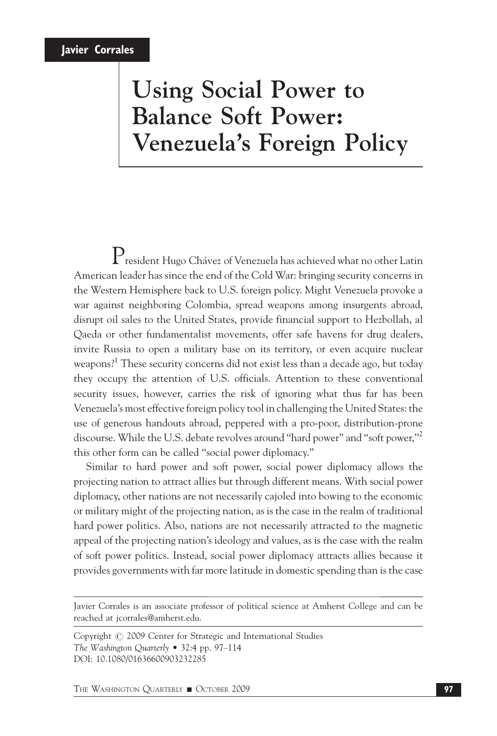**Javier Corrales**

# Using Social Power to Balance Soft Power: Venezuela's Foreign Policy

President Hugo Chávez of Venezuela has achieved what no other Latin American leader has since the end of the Cold War: bringing security concerns in the Western Hemisphere back to U.S. foreign policy. Might Venezuela provoke a war against neighboring Colombia, spread weapons among insurgents abroad, disrupt oil sales to the United States, provide financial support to Hezbollah, al Qaeda or other fundamentalist movements, offer safe havens for drug dealers, invite Russia to open a military base on its territory, or even acquire nuclear weapons?[1] These security concerns did not exist less than a decade ago, but today they occupy the attention of U.S. officials. Attention to these conventional security issues, however, carries the risk of ignoring what thus far has been Venezuela's most effective foreign policy tool in challenging the United States: the use of generous handouts abroad, peppered with a pro-poor, distribution-prone discourse. While the U.S. debate revolves around "hard power" and "soft power,"[2] this other form can be called "social power diplomacy."

Similar to hard power and soft power, social power diplomacy allows the projecting nation to attract allies but through different means. With social power diplomacy, other nations are not necessarily cajoled into bowing to the economic or military might of the projecting nation, as is the case in the realm of traditional hard power politics. Also, nations are not necessarily attracted to the magnetic appeal of the projecting nation's ideology and values, as is the case with the realm of soft power politics. Instead, social power diplomacy attracts allies because it provides governments with far more latitude in domestic spending than is the case

---

Javier Corrales is an associate professor of political science at Amherst College and can be reached at jcorrales@amherst.edu.

Copyright © 2009 Center for Strategic and International Studies
*The Washington Quarterly* • 32:4 pp. 97–114
DOI: 10.1080/01636600903232285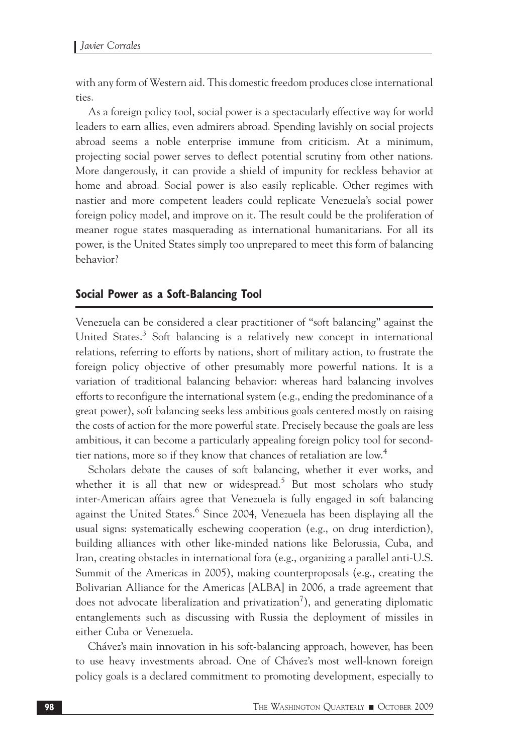with any form of Western aid. This domestic freedom produces close international ties.

As a foreign policy tool, social power is a spectacularly effective way for world leaders to earn allies, even admirers abroad. Spending lavishly on social projects abroad seems a noble enterprise immune from criticism. At a minimum, projecting social power serves to deflect potential scrutiny from other nations. More dangerously, it can provide a shield of impunity for reckless behavior at home and abroad. Social power is also easily replicable. Other regimes with nastier and more competent leaders could replicate Venezuela's social power foreign policy model, and improve on it. The result could be the proliferation of meaner rogue states masquerading as international humanitarians. For all its power, is the United States simply too unprepared to meet this form of balancing behavior?

## Social Power as a Soft-Balancing Tool

Venezuela can be considered a clear practitioner of "soft balancing" against the United States.[3] Soft balancing is a relatively new concept in international relations, referring to efforts by nations, short of military action, to frustrate the foreign policy objective of other presumably more powerful nations. It is a variation of traditional balancing behavior: whereas hard balancing involves efforts to reconfigure the international system (e.g., ending the predominance of a great power), soft balancing seeks less ambitious goals centered mostly on raising the costs of action for the more powerful state. Precisely because the goals are less ambitious, it can become a particularly appealing foreign policy tool for second-tier nations, more so if they know that chances of retaliation are low.[4]

Scholars debate the causes of soft balancing, whether it ever works, and whether it is all that new or widespread.[5] But most scholars who study inter-American affairs agree that Venezuela is fully engaged in soft balancing against the United States.[6] Since 2004, Venezuela has been displaying all the usual signs: systematically eschewing cooperation (e.g., on drug interdiction), building alliances with other like-minded nations like Belorussia, Cuba, and Iran, creating obstacles in international fora (e.g., organizing a parallel anti-U.S. Summit of the Americas in 2005), making counterproposals (e.g., creating the Bolivarian Alliance for the Americas [ALBA] in 2006, a trade agreement that does not advocate liberalization and privatization[7]), and generating diplomatic entanglements such as discussing with Russia the deployment of missiles in either Cuba or Venezuela.

Chávez's main innovation in his soft-balancing approach, however, has been to use heavy investments abroad. One of Chávez's most well-known foreign policy goals is a declared commitment to promoting development, especially to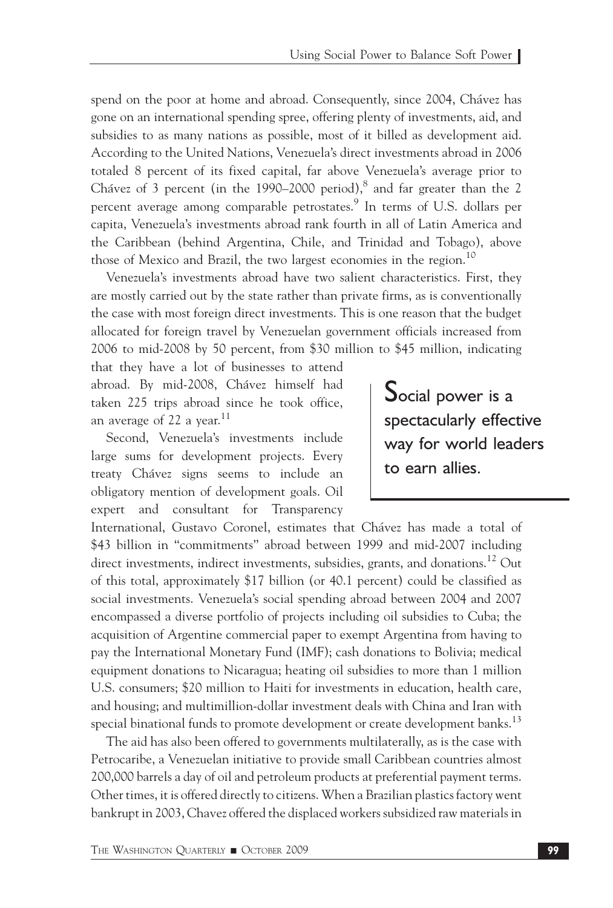spend on the poor at home and abroad. Consequently, since 2004, Chávez has gone on an international spending spree, offering plenty of investments, aid, and subsidies to as many nations as possible, most of it billed as development aid. According to the United Nations, Venezuela's direct investments abroad in 2006 totaled 8 percent of its fixed capital, far above Venezuela's average prior to Chávez of 3 percent (in the 1990–2000 period),[8] and far greater than the 2 percent average among comparable petrostates.[9] In terms of U.S. dollars per capita, Venezuela's investments abroad rank fourth in all of Latin America and the Caribbean (behind Argentina, Chile, and Trinidad and Tobago), above those of Mexico and Brazil, the two largest economies in the region.[10]

Venezuela's investments abroad have two salient characteristics. First, they are mostly carried out by the state rather than private firms, as is conventionally the case with most foreign direct investments. This is one reason that the budget allocated for foreign travel by Venezuelan government officials increased from 2006 to mid-2008 by 50 percent, from $30 million to $45 million, indicating that they have a lot of businesses to attend abroad. By mid-2008, Chávez himself had taken 225 trips abroad since he took office, an average of 22 a year.[11]

> Social power is a spectacularly effective way for world leaders to earn allies.

Second, Venezuela's investments include large sums for development projects. Every treaty Chávez signs seems to include an obligatory mention of development goals. Oil expert and consultant for Transparency International, Gustavo Coronel, estimates that Chávez has made a total of $43 billion in "commitments" abroad between 1999 and mid-2007 including direct investments, indirect investments, subsidies, grants, and donations.[12] Out of this total, approximately $17 billion (or 40.1 percent) could be classified as social investments. Venezuela's social spending abroad between 2004 and 2007 encompassed a diverse portfolio of projects including oil subsidies to Cuba; the acquisition of Argentine commercial paper to exempt Argentina from having to pay the International Monetary Fund (IMF); cash donations to Bolivia; medical equipment donations to Nicaragua; heating oil subsidies to more than 1 million U.S. consumers; $20 million to Haiti for investments in education, health care, and housing; and multimillion-dollar investment deals with China and Iran with special binational funds to promote development or create development banks.[13]

The aid has also been offered to governments multilaterally, as is the case with Petrocaribe, a Venezuelan initiative to provide small Caribbean countries almost 200,000 barrels a day of oil and petroleum products at preferential payment terms. Other times, it is offered directly to citizens. When a Brazilian plastics factory went bankrupt in 2003, Chavez offered the displaced workers subsidized raw materials in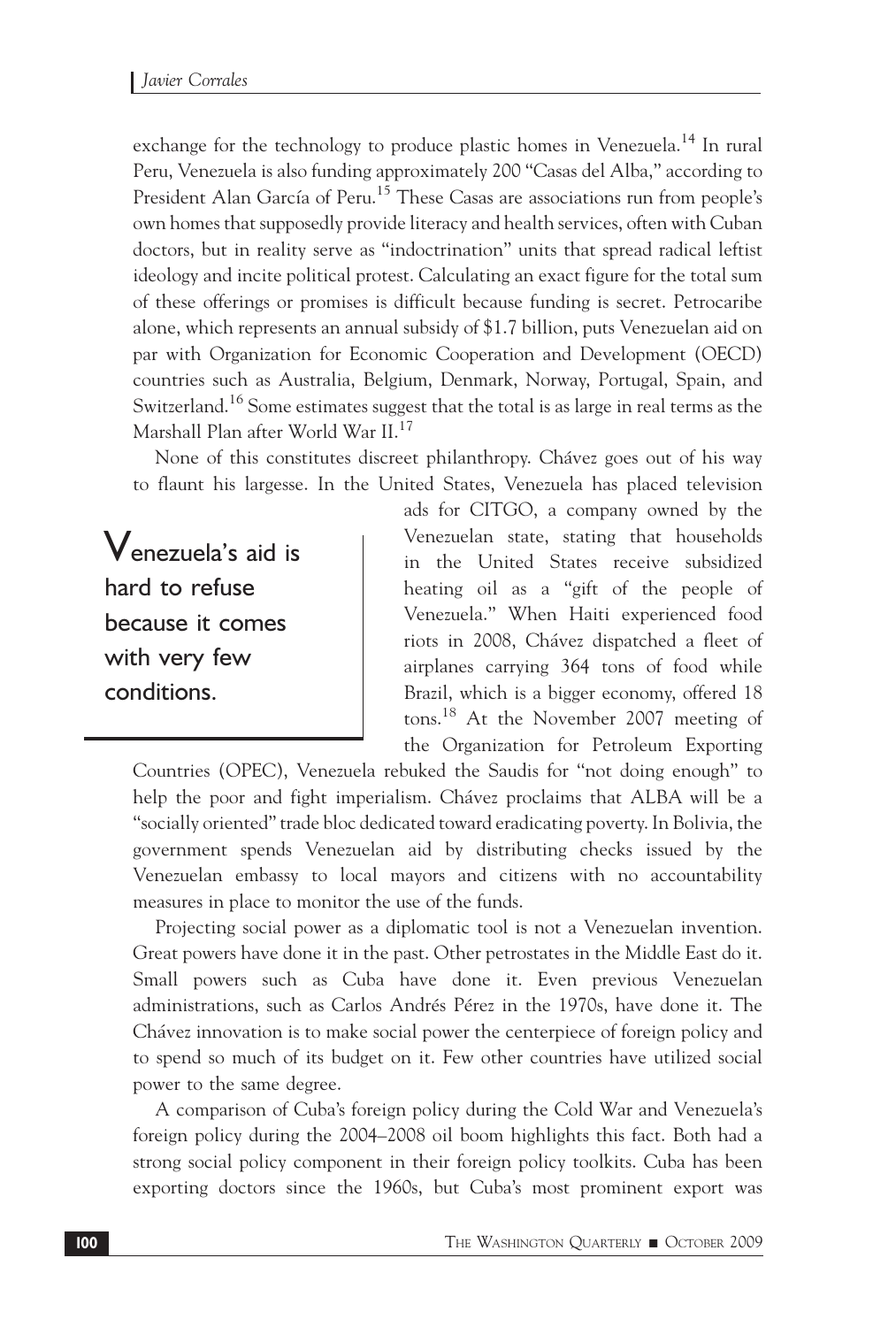exchange for the technology to produce plastic homes in Venezuela.[14] In rural Peru, Venezuela is also funding approximately 200 "Casas del Alba," according to President Alan García of Peru.[15] These Casas are associations run from people's own homes that supposedly provide literacy and health services, often with Cuban doctors, but in reality serve as "indoctrination" units that spread radical leftist ideology and incite political protest. Calculating an exact figure for the total sum of these offerings or promises is difficult because funding is secret. Petrocaribe alone, which represents an annual subsidy of $1.7 billion, puts Venezuelan aid on par with Organization for Economic Cooperation and Development (OECD) countries such as Australia, Belgium, Denmark, Norway, Portugal, Spain, and Switzerland.[16] Some estimates suggest that the total is as large in real terms as the Marshall Plan after World War II.[17]

None of this constitutes discreet philanthropy. Chávez goes out of his way to flaunt his largesse. In the United States, Venezuela has placed television ads for CITGO, a company owned by the Venezuelan state, stating that households in the United States receive subsidized heating oil as a "gift of the people of Venezuela." When Haiti experienced food riots in 2008, Chávez dispatched a fleet of airplanes carrying 364 tons of food while Brazil, which is a bigger economy, offered 18 tons.[18] At the November 2007 meeting of the Organization for Petroleum Exporting Countries (OPEC), Venezuela rebuked the Saudis for "not doing enough" to help the poor and fight imperialism. Chávez proclaims that ALBA will be a "socially oriented" trade bloc dedicated toward eradicating poverty. In Bolivia, the government spends Venezuelan aid by distributing checks issued by the Venezuelan embassy to local mayors and citizens with no accountability measures in place to monitor the use of the funds.

> **Venezuela's aid is hard to refuse because it comes with very few conditions.**

Projecting social power as a diplomatic tool is not a Venezuelan invention. Great powers have done it in the past. Other petrostates in the Middle East do it. Small powers such as Cuba have done it. Even previous Venezuelan administrations, such as Carlos Andrés Pérez in the 1970s, have done it. The Chávez innovation is to make social power the centerpiece of foreign policy and to spend so much of its budget on it. Few other countries have utilized social power to the same degree.

A comparison of Cuba's foreign policy during the Cold War and Venezuela's foreign policy during the 2004–2008 oil boom highlights this fact. Both had a strong social policy component in their foreign policy toolkits. Cuba has been exporting doctors since the 1960s, but Cuba's most prominent export was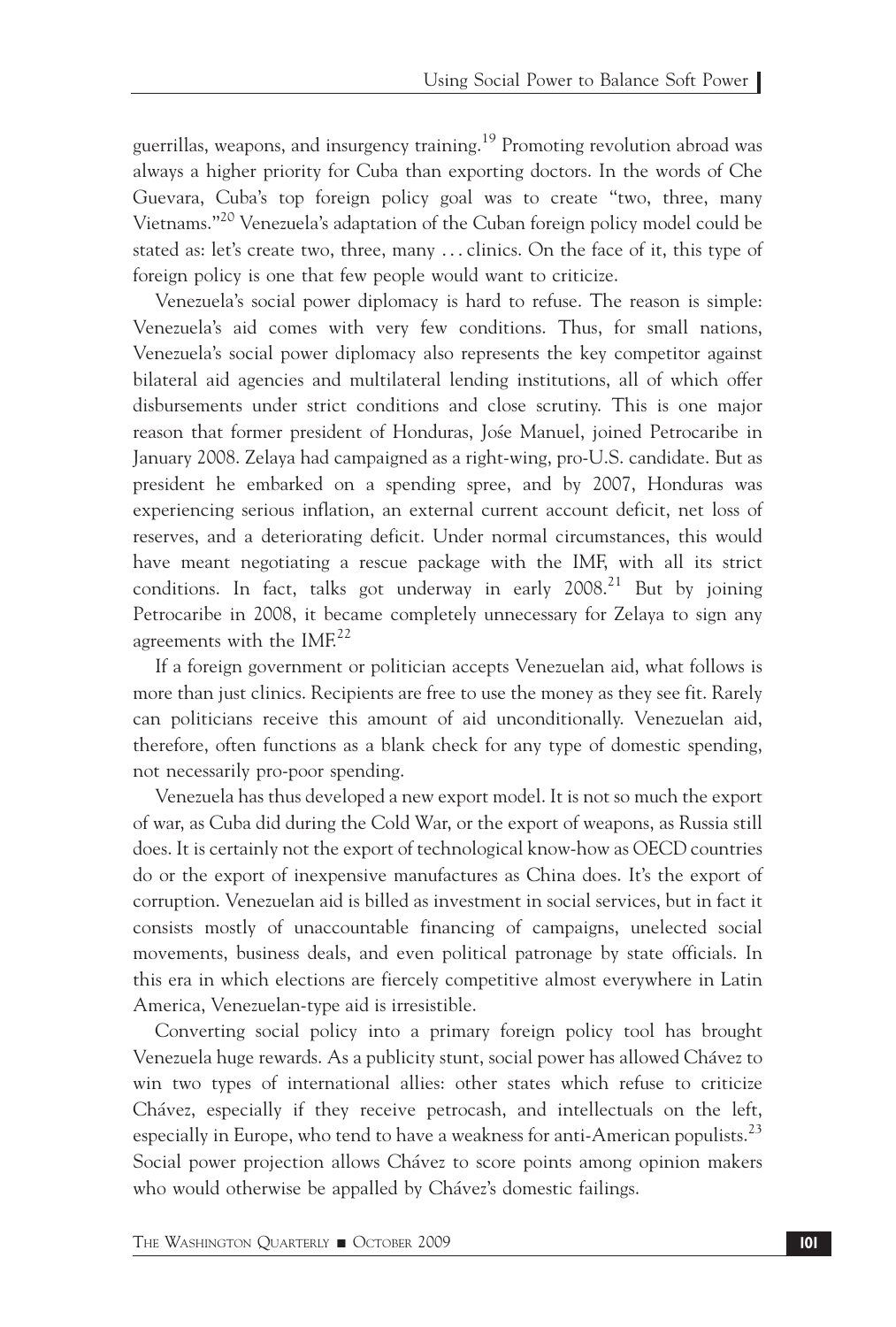guerrillas, weapons, and insurgency training.[19] Promoting revolution abroad was always a higher priority for Cuba than exporting doctors. In the words of Che Guevara, Cuba's top foreign policy goal was to create "two, three, many Vietnams."[20] Venezuela's adaptation of the Cuban foreign policy model could be stated as: let's create two, three, many . . . clinics. On the face of it, this type of foreign policy is one that few people would want to criticize.

Venezuela's social power diplomacy is hard to refuse. The reason is simple: Venezuela's aid comes with very few conditions. Thus, for small nations, Venezuela's social power diplomacy also represents the key competitor against bilateral aid agencies and multilateral lending institutions, all of which offer disbursements under strict conditions and close scrutiny. This is one major reason that former president of Honduras, Jośe Manuel, joined Petrocaribe in January 2008. Zelaya had campaigned as a right-wing, pro-U.S. candidate. But as president he embarked on a spending spree, and by 2007, Honduras was experiencing serious inflation, an external current account deficit, net loss of reserves, and a deteriorating deficit. Under normal circumstances, this would have meant negotiating a rescue package with the IMF, with all its strict conditions. In fact, talks got underway in early 2008.[21] But by joining Petrocaribe in 2008, it became completely unnecessary for Zelaya to sign any agreements with the IMF.[22]

If a foreign government or politician accepts Venezuelan aid, what follows is more than just clinics. Recipients are free to use the money as they see fit. Rarely can politicians receive this amount of aid unconditionally. Venezuelan aid, therefore, often functions as a blank check for any type of domestic spending, not necessarily pro-poor spending.

Venezuela has thus developed a new export model. It is not so much the export of war, as Cuba did during the Cold War, or the export of weapons, as Russia still does. It is certainly not the export of technological know-how as OECD countries do or the export of inexpensive manufactures as China does. It's the export of corruption. Venezuelan aid is billed as investment in social services, but in fact it consists mostly of unaccountable financing of campaigns, unelected social movements, business deals, and even political patronage by state officials. In this era in which elections are fiercely competitive almost everywhere in Latin America, Venezuelan-type aid is irresistible.

Converting social policy into a primary foreign policy tool has brought Venezuela huge rewards. As a publicity stunt, social power has allowed Chávez to win two types of international allies: other states which refuse to criticize Chávez, especially if they receive petrocash, and intellectuals on the left, especially in Europe, who tend to have a weakness for anti-American populists.[23] Social power projection allows Chávez to score points among opinion makers who would otherwise be appalled by Chávez's domestic failings.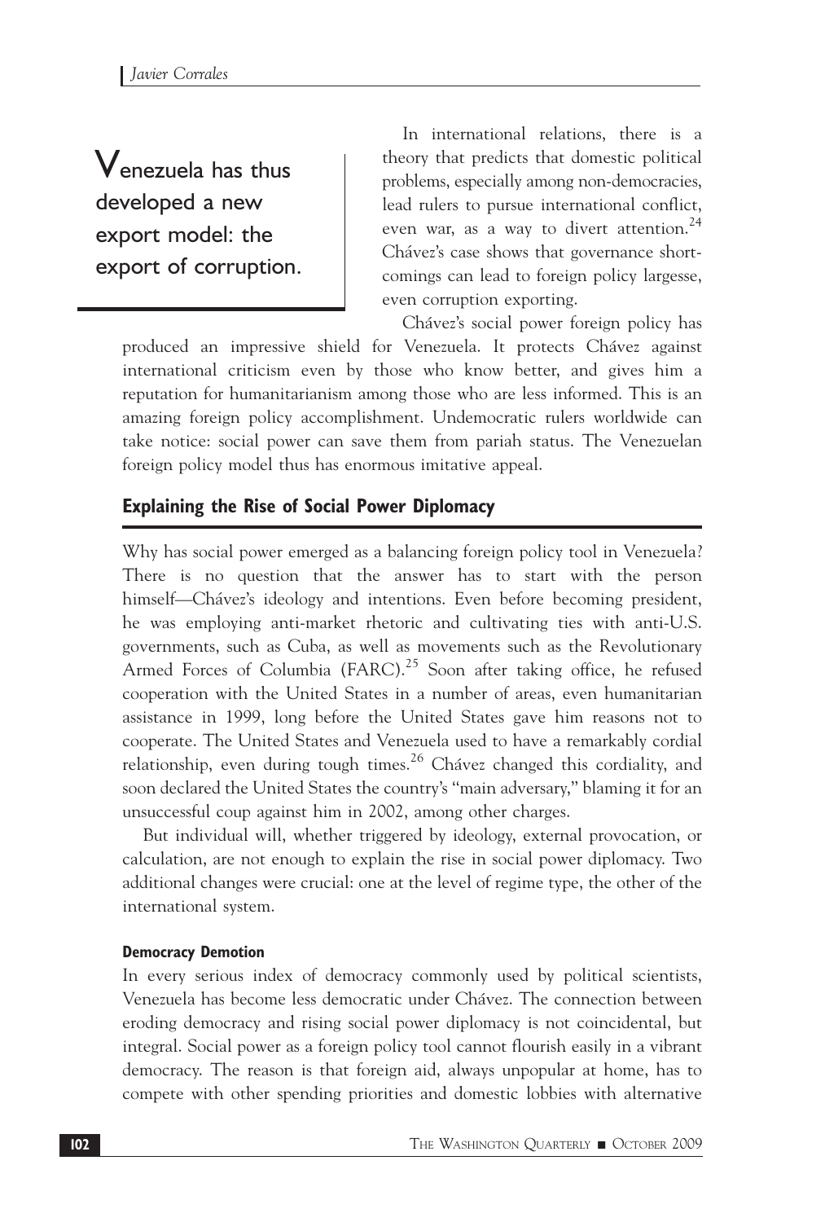> Venezuela has thus developed a new export model: the export of corruption.

In international relations, there is a theory that predicts that domestic political problems, especially among non-democracies, lead rulers to pursue international conflict, even war, as a way to divert attention.[24] Chávez's case shows that governance shortcomings can lead to foreign policy largesse, even corruption exporting.

Chávez's social power foreign policy has produced an impressive shield for Venezuela. It protects Chávez against international criticism even by those who know better, and gives him a reputation for humanitarianism among those who are less informed. This is an amazing foreign policy accomplishment. Undemocratic rulers worldwide can take notice: social power can save them from pariah status. The Venezuelan foreign policy model thus has enormous imitative appeal.

## Explaining the Rise of Social Power Diplomacy

Why has social power emerged as a balancing foreign policy tool in Venezuela? There is no question that the answer has to start with the person himself—Chávez's ideology and intentions. Even before becoming president, he was employing anti-market rhetoric and cultivating ties with anti-U.S. governments, such as Cuba, as well as movements such as the Revolutionary Armed Forces of Columbia (FARC).[25] Soon after taking office, he refused cooperation with the United States in a number of areas, even humanitarian assistance in 1999, long before the United States gave him reasons not to cooperate. The United States and Venezuela used to have a remarkably cordial relationship, even during tough times.[26] Chávez changed this cordiality, and soon declared the United States the country's "main adversary," blaming it for an unsuccessful coup against him in 2002, among other charges.

But individual will, whether triggered by ideology, external provocation, or calculation, are not enough to explain the rise in social power diplomacy. Two additional changes were crucial: one at the level of regime type, the other of the international system.

### Democracy Demotion

In every serious index of democracy commonly used by political scientists, Venezuela has become less democratic under Chávez. The connection between eroding democracy and rising social power diplomacy is not coincidental, but integral. Social power as a foreign policy tool cannot flourish easily in a vibrant democracy. The reason is that foreign aid, always unpopular at home, has to compete with other spending priorities and domestic lobbies with alternative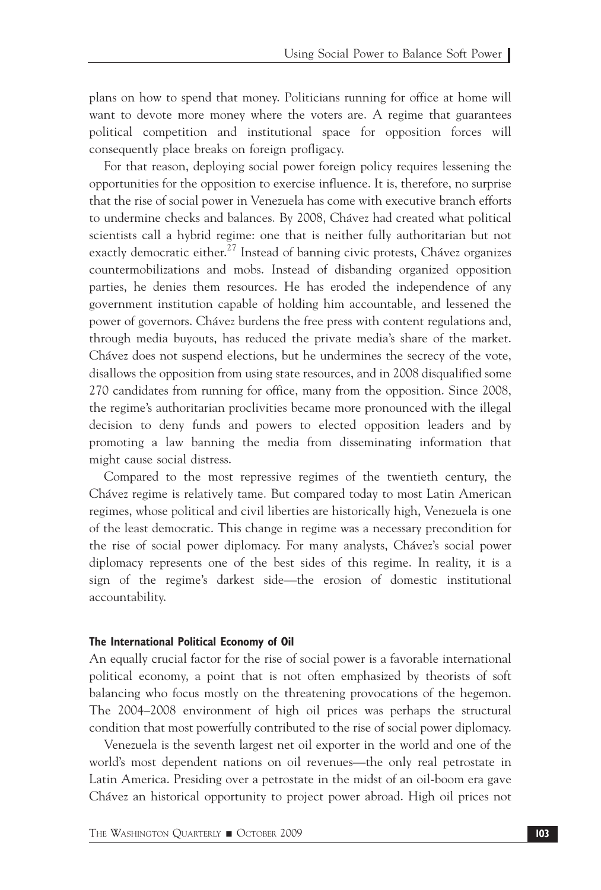plans on how to spend that money. Politicians running for office at home will want to devote more money where the voters are. A regime that guarantees political competition and institutional space for opposition forces will consequently place breaks on foreign profligacy.

For that reason, deploying social power foreign policy requires lessening the opportunities for the opposition to exercise influence. It is, therefore, no surprise that the rise of social power in Venezuela has come with executive branch efforts to undermine checks and balances. By 2008, Chávez had created what political scientists call a hybrid regime: one that is neither fully authoritarian but not exactly democratic either.[27] Instead of banning civic protests, Chávez organizes countermobilizations and mobs. Instead of disbanding organized opposition parties, he denies them resources. He has eroded the independence of any government institution capable of holding him accountable, and lessened the power of governors. Chávez burdens the free press with content regulations and, through media buyouts, has reduced the private media's share of the market. Chávez does not suspend elections, but he undermines the secrecy of the vote, disallows the opposition from using state resources, and in 2008 disqualified some 270 candidates from running for office, many from the opposition. Since 2008, the regime's authoritarian proclivities became more pronounced with the illegal decision to deny funds and powers to elected opposition leaders and by promoting a law banning the media from disseminating information that might cause social distress.

Compared to the most repressive regimes of the twentieth century, the Chávez regime is relatively tame. But compared today to most Latin American regimes, whose political and civil liberties are historically high, Venezuela is one of the least democratic. This change in regime was a necessary precondition for the rise of social power diplomacy. For many analysts, Chávez's social power diplomacy represents one of the best sides of this regime. In reality, it is a sign of the regime's darkest side—the erosion of domestic institutional accountability.

### The International Political Economy of Oil

An equally crucial factor for the rise of social power is a favorable international political economy, a point that is not often emphasized by theorists of soft balancing who focus mostly on the threatening provocations of the hegemon. The 2004–2008 environment of high oil prices was perhaps the structural condition that most powerfully contributed to the rise of social power diplomacy.

Venezuela is the seventh largest net oil exporter in the world and one of the world's most dependent nations on oil revenues—the only real petrostate in Latin America. Presiding over a petrostate in the midst of an oil-boom era gave Chávez an historical opportunity to project power abroad. High oil prices not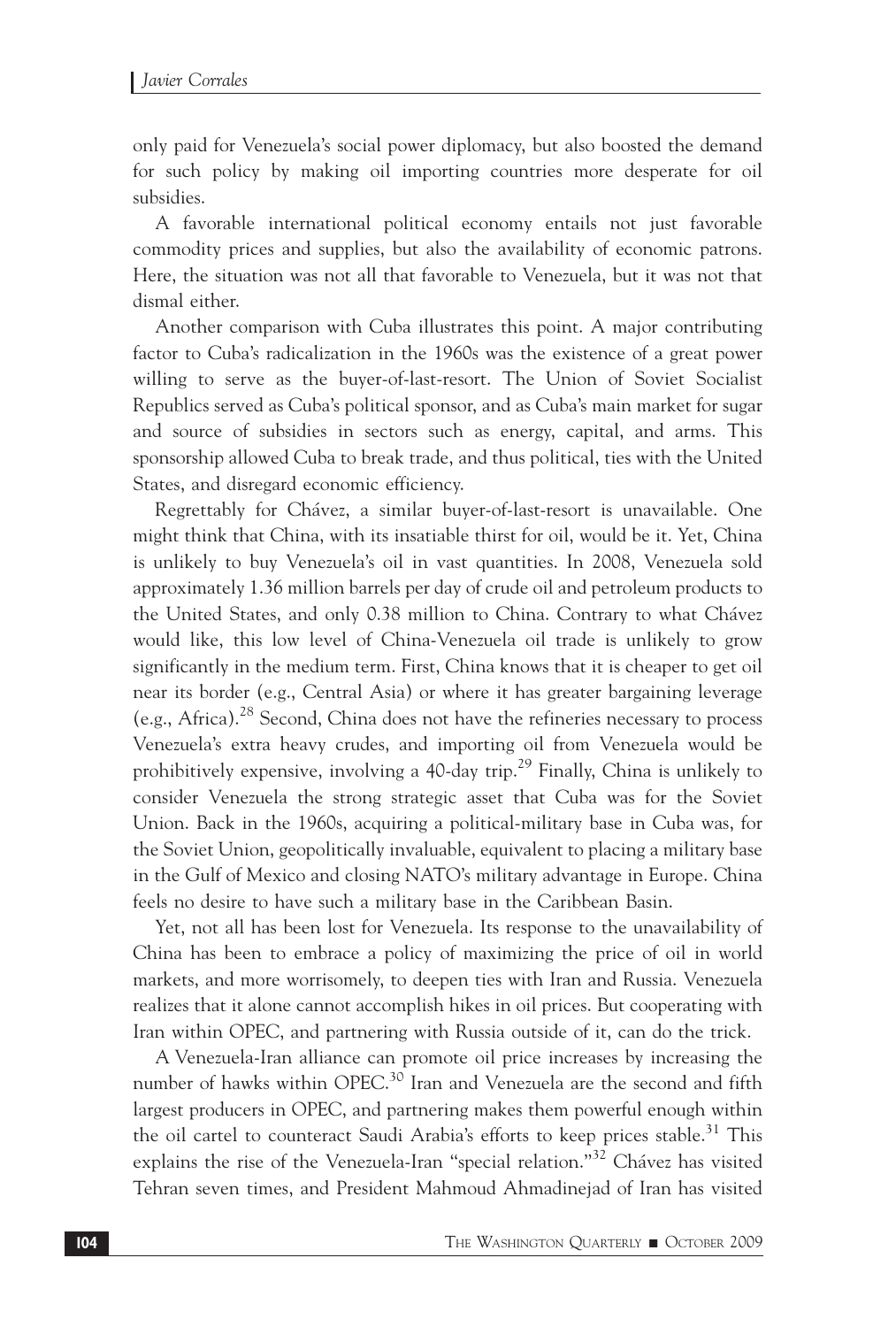only paid for Venezuela's social power diplomacy, but also boosted the demand for such policy by making oil importing countries more desperate for oil subsidies.

A favorable international political economy entails not just favorable commodity prices and supplies, but also the availability of economic patrons. Here, the situation was not all that favorable to Venezuela, but it was not that dismal either.

Another comparison with Cuba illustrates this point. A major contributing factor to Cuba's radicalization in the 1960s was the existence of a great power willing to serve as the buyer-of-last-resort. The Union of Soviet Socialist Republics served as Cuba's political sponsor, and as Cuba's main market for sugar and source of subsidies in sectors such as energy, capital, and arms. This sponsorship allowed Cuba to break trade, and thus political, ties with the United States, and disregard economic efficiency.

Regrettably for Chávez, a similar buyer-of-last-resort is unavailable. One might think that China, with its insatiable thirst for oil, would be it. Yet, China is unlikely to buy Venezuela's oil in vast quantities. In 2008, Venezuela sold approximately 1.36 million barrels per day of crude oil and petroleum products to the United States, and only 0.38 million to China. Contrary to what Chávez would like, this low level of China-Venezuela oil trade is unlikely to grow significantly in the medium term. First, China knows that it is cheaper to get oil near its border (e.g., Central Asia) or where it has greater bargaining leverage (e.g., Africa).[28] Second, China does not have the refineries necessary to process Venezuela's extra heavy crudes, and importing oil from Venezuela would be prohibitively expensive, involving a 40-day trip.[29] Finally, China is unlikely to consider Venezuela the strong strategic asset that Cuba was for the Soviet Union. Back in the 1960s, acquiring a political-military base in Cuba was, for the Soviet Union, geopolitically invaluable, equivalent to placing a military base in the Gulf of Mexico and closing NATO's military advantage in Europe. China feels no desire to have such a military base in the Caribbean Basin.

Yet, not all has been lost for Venezuela. Its response to the unavailability of China has been to embrace a policy of maximizing the price of oil in world markets, and more worrisomely, to deepen ties with Iran and Russia. Venezuela realizes that it alone cannot accomplish hikes in oil prices. But cooperating with Iran within OPEC, and partnering with Russia outside of it, can do the trick.

A Venezuela-Iran alliance can promote oil price increases by increasing the number of hawks within OPEC.[30] Iran and Venezuela are the second and fifth largest producers in OPEC, and partnering makes them powerful enough within the oil cartel to counteract Saudi Arabia's efforts to keep prices stable.[31] This explains the rise of the Venezuela-Iran "special relation."[32] Chávez has visited Tehran seven times, and President Mahmoud Ahmadinejad of Iran has visited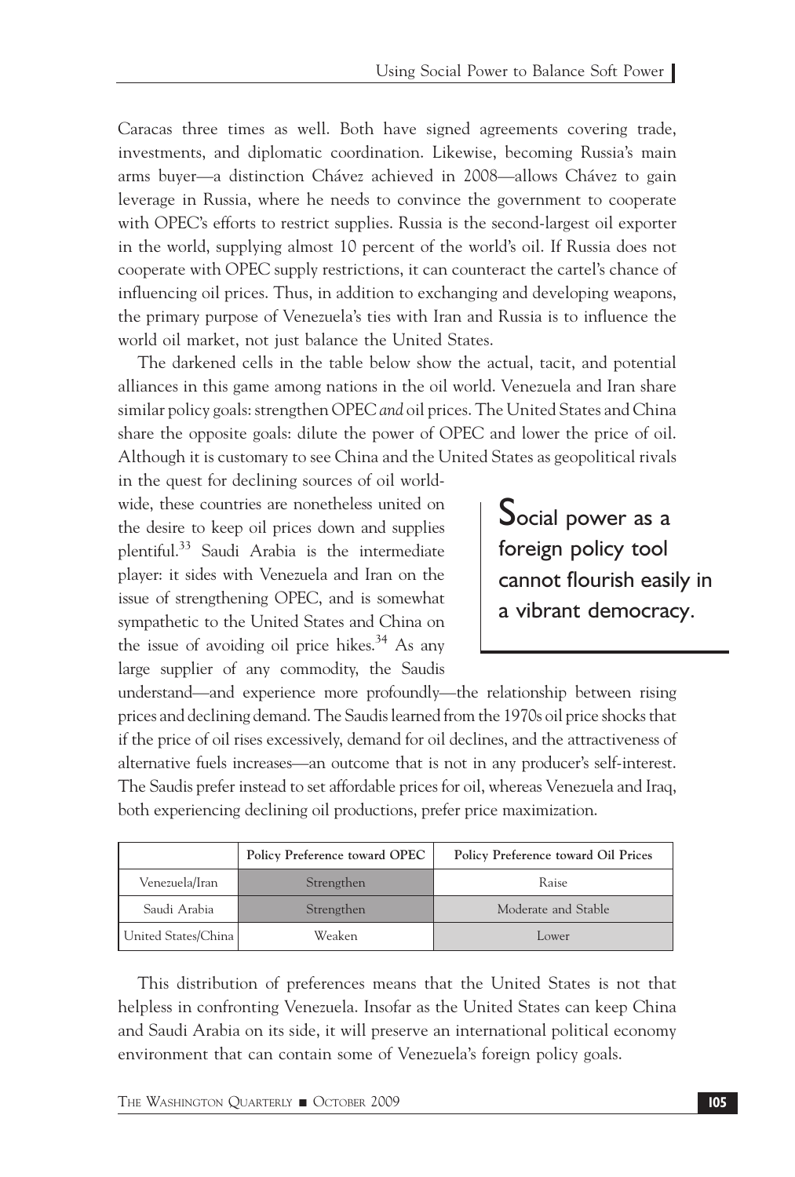Caracas three times as well. Both have signed agreements covering trade, investments, and diplomatic coordination. Likewise, becoming Russia's main arms buyer—a distinction Chávez achieved in 2008—allows Chávez to gain leverage in Russia, where he needs to convince the government to cooperate with OPEC's efforts to restrict supplies. Russia is the second-largest oil exporter in the world, supplying almost 10 percent of the world's oil. If Russia does not cooperate with OPEC supply restrictions, it can counteract the cartel's chance of influencing oil prices. Thus, in addition to exchanging and developing weapons, the primary purpose of Venezuela's ties with Iran and Russia is to influence the world oil market, not just balance the United States.

The darkened cells in the table below show the actual, tacit, and potential alliances in this game among nations in the oil world. Venezuela and Iran share similar policy goals: strengthen OPEC *and* oil prices. The United States and China share the opposite goals: dilute the power of OPEC and lower the price of oil. Although it is customary to see China and the United States as geopolitical rivals in the quest for declining sources of oil worldwide, these countries are nonetheless united on the desire to keep oil prices down and supplies plentiful.[33] Saudi Arabia is the intermediate player: it sides with Venezuela and Iran on the issue of strengthening OPEC, and is somewhat sympathetic to the United States and China on the issue of avoiding oil price hikes.[34] As any large supplier of any commodity, the Saudis understand—and experience more profoundly—the relationship between rising prices and declining demand. The Saudis learned from the 1970s oil price shocks that if the price of oil rises excessively, demand for oil declines, and the attractiveness of alternative fuels increases—an outcome that is not in any producer's self-interest. The Saudis prefer instead to set affordable prices for oil, whereas Venezuela and Iraq, both experiencing declining oil productions, prefer price maximization.

> Social power as a foreign policy tool cannot flourish easily in a vibrant democracy.

| | Policy Preference toward OPEC | Policy Preference toward Oil Prices |
|---|---|---|
| Venezuela/Iran | Strengthen | Raise |
| Saudi Arabia | Strengthen | Moderate and Stable |
| United States/China | Weaken | Lower |

This distribution of preferences means that the United States is not that helpless in confronting Venezuela. Insofar as the United States can keep China and Saudi Arabia on its side, it will preserve an international political economy environment that can contain some of Venezuela's foreign policy goals.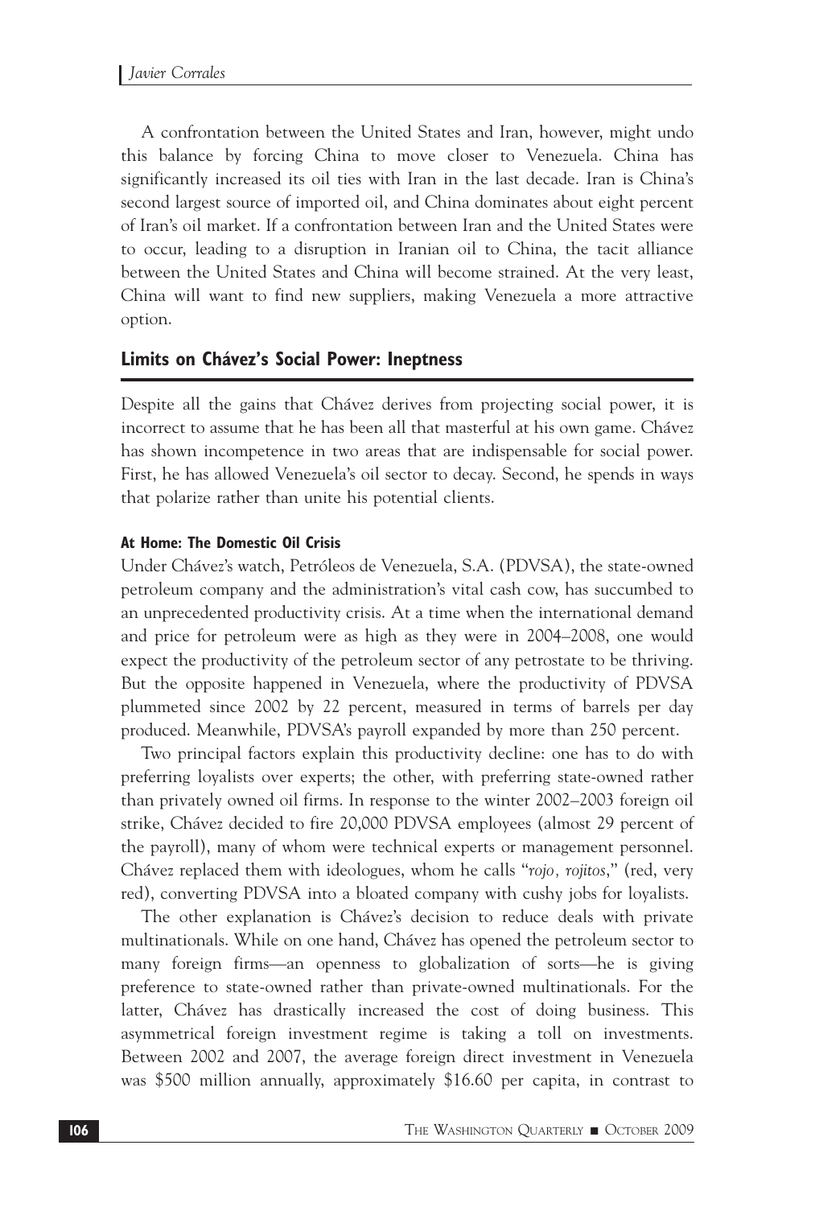A confrontation between the United States and Iran, however, might undo this balance by forcing China to move closer to Venezuela. China has significantly increased its oil ties with Iran in the last decade. Iran is China's second largest source of imported oil, and China dominates about eight percent of Iran's oil market. If a confrontation between Iran and the United States were to occur, leading to a disruption in Iranian oil to China, the tacit alliance between the United States and China will become strained. At the very least, China will want to find new suppliers, making Venezuela a more attractive option.

## Limits on Chávez's Social Power: Ineptness

Despite all the gains that Chávez derives from projecting social power, it is incorrect to assume that he has been all that masterful at his own game. Chávez has shown incompetence in two areas that are indispensable for social power. First, he has allowed Venezuela's oil sector to decay. Second, he spends in ways that polarize rather than unite his potential clients.

### At Home: The Domestic Oil Crisis

Under Chávez's watch, Petróleos de Venezuela, S.A. (PDVSA), the state-owned petroleum company and the administration's vital cash cow, has succumbed to an unprecedented productivity crisis. At a time when the international demand and price for petroleum were as high as they were in 2004–2008, one would expect the productivity of the petroleum sector of any petrostate to be thriving. But the opposite happened in Venezuela, where the productivity of PDVSA plummeted since 2002 by 22 percent, measured in terms of barrels per day produced. Meanwhile, PDVSA's payroll expanded by more than 250 percent.

Two principal factors explain this productivity decline: one has to do with preferring loyalists over experts; the other, with preferring state-owned rather than privately owned oil firms. In response to the winter 2002–2003 foreign oil strike, Chávez decided to fire 20,000 PDVSA employees (almost 29 percent of the payroll), many of whom were technical experts or management personnel. Chávez replaced them with ideologues, whom he calls "*rojo, rojitos*," (red, very red), converting PDVSA into a bloated company with cushy jobs for loyalists.

The other explanation is Chávez's decision to reduce deals with private multinationals. While on one hand, Chávez has opened the petroleum sector to many foreign firms—an openness to globalization of sorts—he is giving preference to state-owned rather than private-owned multinationals. For the latter, Chávez has drastically increased the cost of doing business. This asymmetrical foreign investment regime is taking a toll on investments. Between 2002 and 2007, the average foreign direct investment in Venezuela was $500 million annually, approximately $16.60 per capita, in contrast to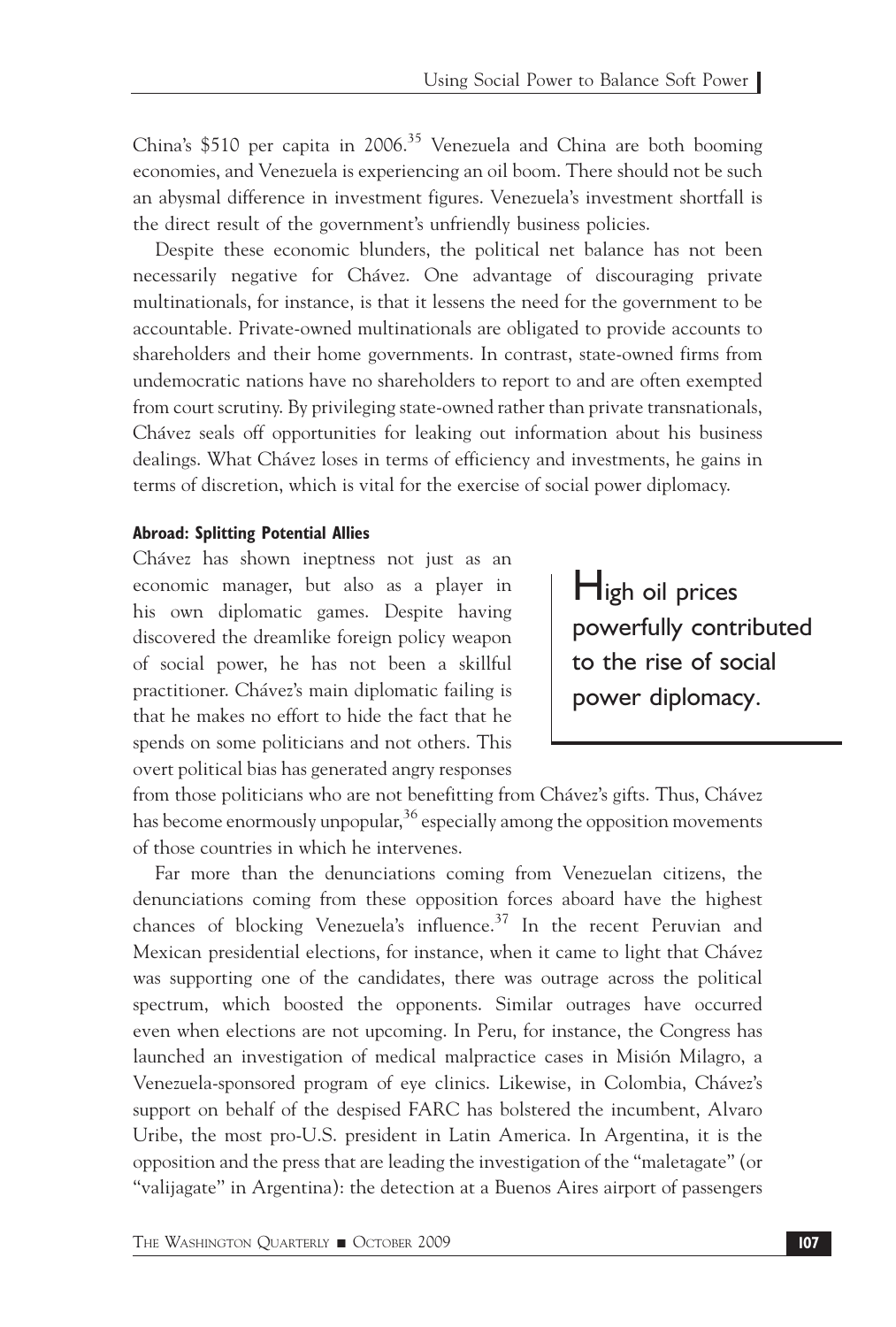China's $510 per capita in 2006.[35] Venezuela and China are both booming economies, and Venezuela is experiencing an oil boom. There should not be such an abysmal difference in investment figures. Venezuela's investment shortfall is the direct result of the government's unfriendly business policies.

Despite these economic blunders, the political net balance has not been necessarily negative for Chávez. One advantage of discouraging private multinationals, for instance, is that it lessens the need for the government to be accountable. Private-owned multinationals are obligated to provide accounts to shareholders and their home governments. In contrast, state-owned firms from undemocratic nations have no shareholders to report to and are often exempted from court scrutiny. By privileging state-owned rather than private transnationals, Chávez seals off opportunities for leaking out information about his business dealings. What Chávez loses in terms of efficiency and investments, he gains in terms of discretion, which is vital for the exercise of social power diplomacy.

#### Abroad: Splitting Potential Allies

Chávez has shown ineptness not just as an economic manager, but also as a player in his own diplomatic games. Despite having discovered the dreamlike foreign policy weapon of social power, he has not been a skillful practitioner. Chávez's main diplomatic failing is that he makes no effort to hide the fact that he spends on some politicians and not others. This overt political bias has generated angry responses from those politicians who are not benefitting from Chávez's gifts. Thus, Chávez has become enormously unpopular,[36] especially among the opposition movements of those countries in which he intervenes.

> High oil prices powerfully contributed to the rise of social power diplomacy.

Far more than the denunciations coming from Venezuelan citizens, the denunciations coming from these opposition forces aboard have the highest chances of blocking Venezuela's influence.[37] In the recent Peruvian and Mexican presidential elections, for instance, when it came to light that Chávez was supporting one of the candidates, there was outrage across the political spectrum, which boosted the opponents. Similar outrages have occurred even when elections are not upcoming. In Peru, for instance, the Congress has launched an investigation of medical malpractice cases in Misión Milagro, a Venezuela-sponsored program of eye clinics. Likewise, in Colombia, Chávez's support on behalf of the despised FARC has bolstered the incumbent, Alvaro Uribe, the most pro-U.S. president in Latin America. In Argentina, it is the opposition and the press that are leading the investigation of the "maletagate" (or "valijagate" in Argentina): the detection at a Buenos Aires airport of passengers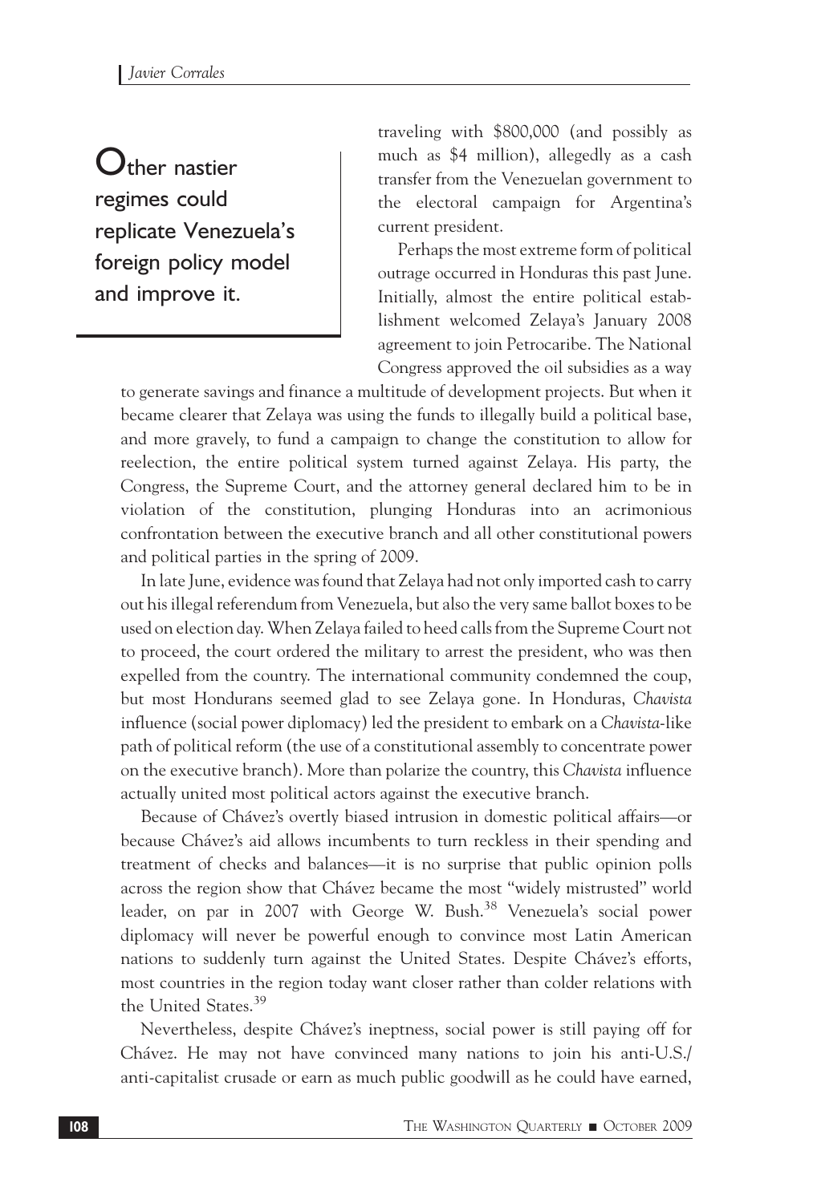> **Other nastier regimes could replicate Venezuela's foreign policy model and improve it.**

traveling with $800,000 (and possibly as much as $4 million), allegedly as a cash transfer from the Venezuelan government to the electoral campaign for Argentina's current president.

Perhaps the most extreme form of political outrage occurred in Honduras this past June. Initially, almost the entire political establishment welcomed Zelaya's January 2008 agreement to join Petrocaribe. The National Congress approved the oil subsidies as a way to generate savings and finance a multitude of development projects. But when it became clearer that Zelaya was using the funds to illegally build a political base, and more gravely, to fund a campaign to change the constitution to allow for reelection, the entire political system turned against Zelaya. His party, the Congress, the Supreme Court, and the attorney general declared him to be in violation of the constitution, plunging Honduras into an acrimonious confrontation between the executive branch and all other constitutional powers and political parties in the spring of 2009.

In late June, evidence was found that Zelaya had not only imported cash to carry out his illegal referendum from Venezuela, but also the very same ballot boxes to be used on election day. When Zelaya failed to heed calls from the Supreme Court not to proceed, the court ordered the military to arrest the president, who was then expelled from the country. The international community condemned the coup, but most Hondurans seemed glad to see Zelaya gone. In Honduras, *Chavista* influence (social power diplomacy) led the president to embark on a *Chavista*-like path of political reform (the use of a constitutional assembly to concentrate power on the executive branch). More than polarize the country, this *Chavista* influence actually united most political actors against the executive branch.

Because of Chávez's overtly biased intrusion in domestic political affairs—or because Chávez's aid allows incumbents to turn reckless in their spending and treatment of checks and balances—it is no surprise that public opinion polls across the region show that Chávez became the most "widely mistrusted" world leader, on par in 2007 with George W. Bush.[38] Venezuela's social power diplomacy will never be powerful enough to convince most Latin American nations to suddenly turn against the United States. Despite Chávez's efforts, most countries in the region today want closer rather than colder relations with the United States.[39]

Nevertheless, despite Chávez's ineptness, social power is still paying off for Chávez. He may not have convinced many nations to join his anti-U.S./anti-capitalist crusade or earn as much public goodwill as he could have earned,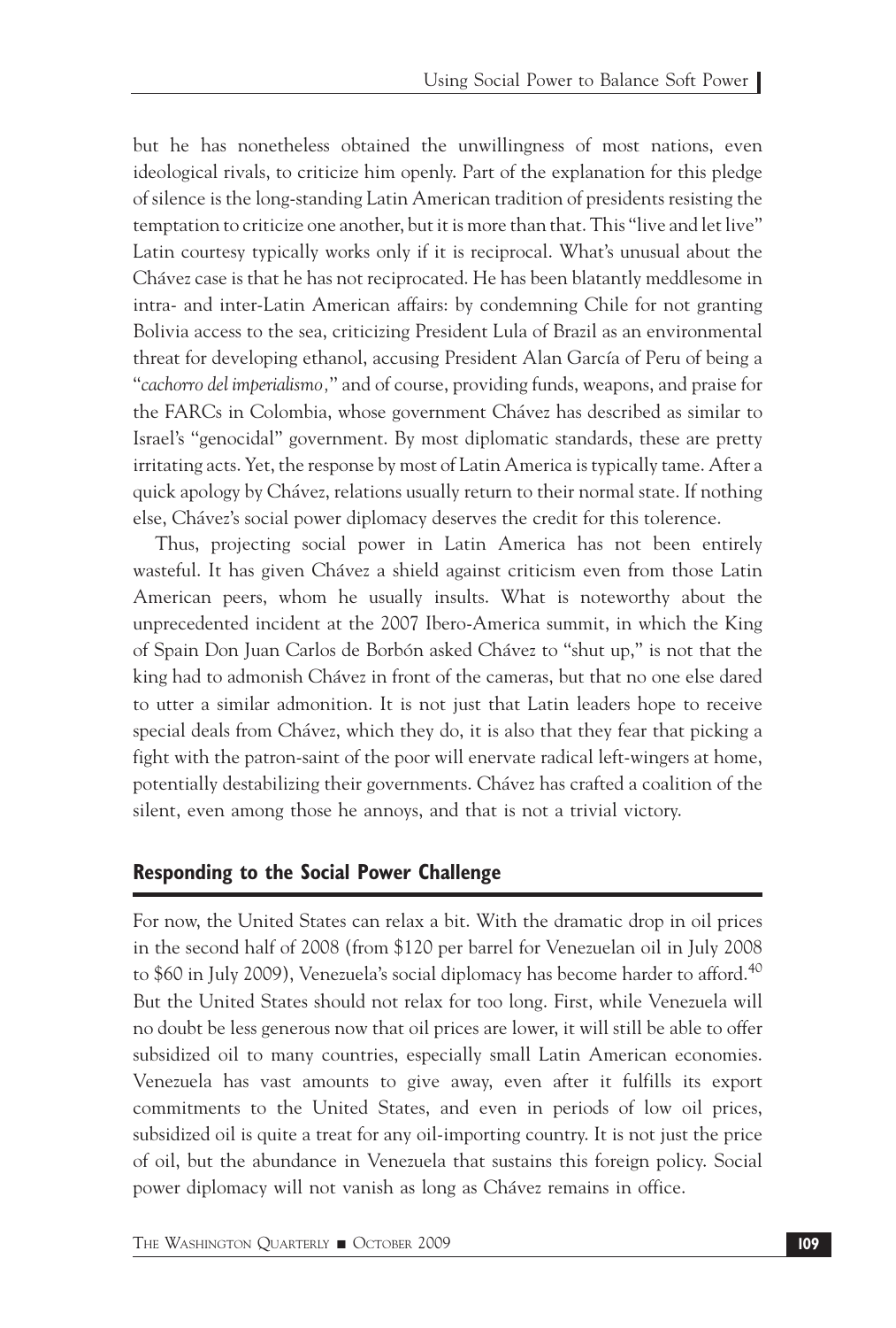but he has nonetheless obtained the unwillingness of most nations, even ideological rivals, to criticize him openly. Part of the explanation for this pledge of silence is the long-standing Latin American tradition of presidents resisting the temptation to criticize one another, but it is more than that. This "live and let live" Latin courtesy typically works only if it is reciprocal. What's unusual about the Chávez case is that he has not reciprocated. He has been blatantly meddlesome in intra- and inter-Latin American affairs: by condemning Chile for not granting Bolivia access to the sea, criticizing President Lula of Brazil as an environmental threat for developing ethanol, accusing President Alan García of Peru of being a "*cachorro del imperialismo*," and of course, providing funds, weapons, and praise for the FARCs in Colombia, whose government Chávez has described as similar to Israel's "genocidal" government. By most diplomatic standards, these are pretty irritating acts. Yet, the response by most of Latin America is typically tame. After a quick apology by Chávez, relations usually return to their normal state. If nothing else, Chávez's social power diplomacy deserves the credit for this tolerence.

Thus, projecting social power in Latin America has not been entirely wasteful. It has given Chávez a shield against criticism even from those Latin American peers, whom he usually insults. What is noteworthy about the unprecedented incident at the 2007 Ibero-America summit, in which the King of Spain Don Juan Carlos de Borbón asked Chávez to "shut up," is not that the king had to admonish Chávez in front of the cameras, but that no one else dared to utter a similar admonition. It is not just that Latin leaders hope to receive special deals from Chávez, which they do, it is also that they fear that picking a fight with the patron-saint of the poor will enervate radical left-wingers at home, potentially destabilizing their governments. Chávez has crafted a coalition of the silent, even among those he annoys, and that is not a trivial victory.

## Responding to the Social Power Challenge

For now, the United States can relax a bit. With the dramatic drop in oil prices in the second half of 2008 (from $120 per barrel for Venezuelan oil in July 2008 to $60 in July 2009), Venezuela's social diplomacy has become harder to afford.[40] But the United States should not relax for too long. First, while Venezuela will no doubt be less generous now that oil prices are lower, it will still be able to offer subsidized oil to many countries, especially small Latin American economies. Venezuela has vast amounts to give away, even after it fulfills its export commitments to the United States, and even in periods of low oil prices, subsidized oil is quite a treat for any oil-importing country. It is not just the price of oil, but the abundance in Venezuela that sustains this foreign policy. Social power diplomacy will not vanish as long as Chávez remains in office.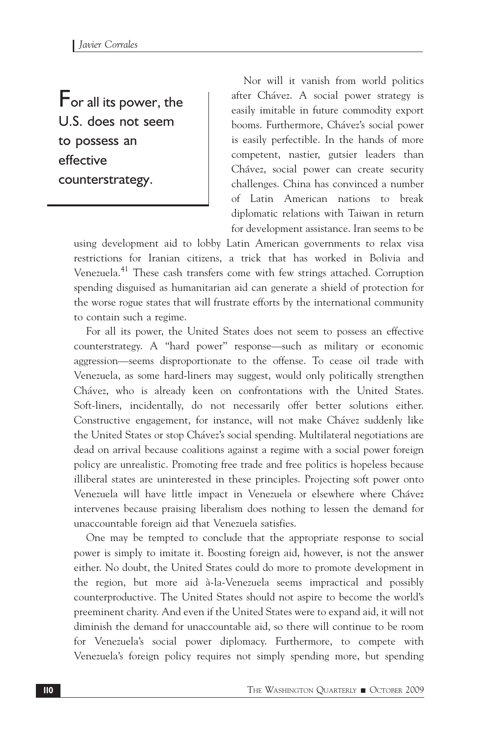> For all its power, the U.S. does not seem to possess an effective counterstrategy.

Nor will it vanish from world politics after Chávez. A social power strategy is easily imitable in future commodity export booms. Furthermore, Chávez's social power is easily perfectible. In the hands of more competent, nastier, gutsier leaders than Chávez, social power can create security challenges. China has convinced a number of Latin American nations to break diplomatic relations with Taiwan in return for development assistance. Iran seems to be using development aid to lobby Latin American governments to relax visa restrictions for Iranian citizens, a trick that has worked in Bolivia and Venezuela.[41] These cash transfers come with few strings attached. Corruption spending disguised as humanitarian aid can generate a shield of protection for the worse rogue states that will frustrate efforts by the international community to contain such a regime.

For all its power, the United States does not seem to possess an effective counterstrategy. A "hard power" response—such as military or economic aggression—seems disproportionate to the offense. To cease oil trade with Venezuela, as some hard-liners may suggest, would only politically strengthen Chávez, who is already keen on confrontations with the United States. Soft-liners, incidentally, do not necessarily offer better solutions either. Constructive engagement, for instance, will not make Chávez suddenly like the United States or stop Chávez's social spending. Multilateral negotiations are dead on arrival because coalitions against a regime with a social power foreign policy are unrealistic. Promoting free trade and free politics is hopeless because illiberal states are uninterested in these principles. Projecting soft power onto Venezuela will have little impact in Venezuela or elsewhere where Chávez intervenes because praising liberalism does nothing to lessen the demand for unaccountable foreign aid that Venezuela satisfies.

One may be tempted to conclude that the appropriate response to social power is simply to imitate it. Boosting foreign aid, however, is not the answer either. No doubt, the United States could do more to promote development in the region, but more aid à-la-Venezuela seems impractical and possibly counterproductive. The United States should not aspire to become the world's preeminent charity. And even if the United States were to expand aid, it will not diminish the demand for unaccountable aid, so there will continue to be room for Venezuela's social power diplomacy. Furthermore, to compete with Venezuela's foreign policy requires not simply spending more, but spending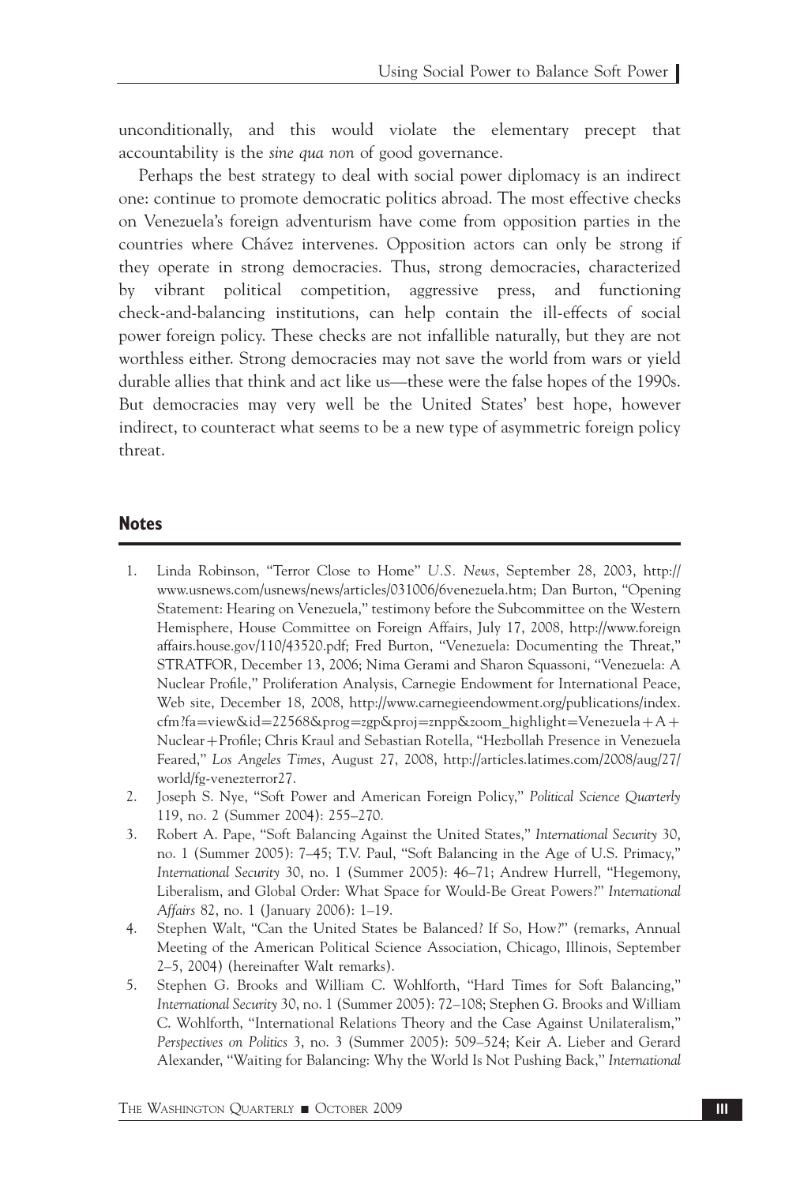unconditionally, and this would violate the elementary precept that accountability is the *sine qua non* of good governance.

Perhaps the best strategy to deal with social power diplomacy is an indirect one: continue to promote democratic politics abroad. The most effective checks on Venezuela's foreign adventurism have come from opposition parties in the countries where Chávez intervenes. Opposition actors can only be strong if they operate in strong democracies. Thus, strong democracies, characterized by vibrant political competition, aggressive press, and functioning check-and-balancing institutions, can help contain the ill-effects of social power foreign policy. These checks are not infallible naturally, but they are not worthless either. Strong democracies may not save the world from wars or yield durable allies that think and act like us—these were the false hopes of the 1990s. But democracies may very well be the United States' best hope, however indirect, to counteract what seems to be a new type of asymmetric foreign policy threat.

## Notes

1. Linda Robinson, "Terror Close to Home" *U.S. News*, September 28, 2003, http://www.usnews.com/usnews/news/articles/031006/6venezuela.htm; Dan Burton, "Opening Statement: Hearing on Venezuela," testimony before the Subcommittee on the Western Hemisphere, House Committee on Foreign Affairs, July 17, 2008, http://www.foreignaffairs.house.gov/110/43520.pdf; Fred Burton, "Venezuela: Documenting the Threat," STRATFOR, December 13, 2006; Nima Gerami and Sharon Squassoni, "Venezuela: A Nuclear Profile," Proliferation Analysis, Carnegie Endowment for International Peace, Web site, December 18, 2008, http://www.carnegieendowment.org/publications/index.cfm?fa=view&id=22568&prog=zgp&proj=znpp&zoom_highlight=Venezuela+A+Nuclear+Profile; Chris Kraul and Sebastian Rotella, "Hezbollah Presence in Venezuela Feared," *Los Angeles Times*, August 27, 2008, http://articles.latimes.com/2008/aug/27/world/fg-venezterror27.
2. Joseph S. Nye, "Soft Power and American Foreign Policy," *Political Science Quarterly* 119, no. 2 (Summer 2004): 255–270.
3. Robert A. Pape, "Soft Balancing Against the United States," *International Security* 30, no. 1 (Summer 2005): 7–45; T.V. Paul, "Soft Balancing in the Age of U.S. Primacy," *International Security* 30, no. 1 (Summer 2005): 46–71; Andrew Hurrell, "Hegemony, Liberalism, and Global Order: What Space for Would-Be Great Powers?" *International Affairs* 82, no. 1 (January 2006): 1–19.
4. Stephen Walt, "Can the United States be Balanced? If So, How?" (remarks, Annual Meeting of the American Political Science Association, Chicago, Illinois, September 2–5, 2004) (hereinafter Walt remarks).
5. Stephen G. Brooks and William C. Wohlforth, "Hard Times for Soft Balancing," *International Security* 30, no. 1 (Summer 2005): 72–108; Stephen G. Brooks and William C. Wohlforth, "International Relations Theory and the Case Against Unilateralism," *Perspectives on Politics* 3, no. 3 (Summer 2005): 509–524; Keir A. Lieber and Gerard Alexander, "Waiting for Balancing: Why the World Is Not Pushing Back," *International*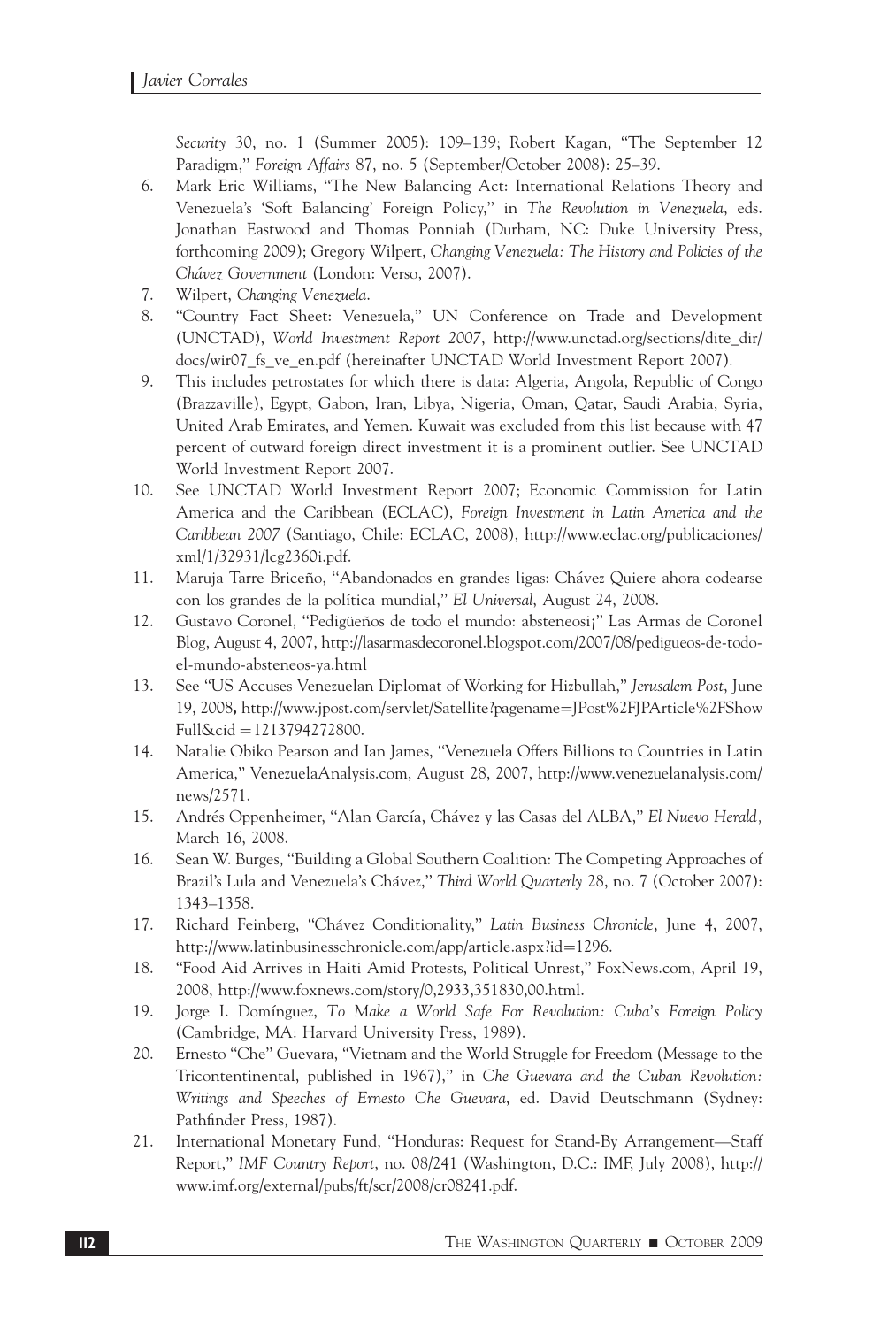*Security* 30, no. 1 (Summer 2005): 109–139; Robert Kagan, "The September 12 Paradigm," *Foreign Affairs* 87, no. 5 (September/October 2008): 25–39.

6. Mark Eric Williams, "The New Balancing Act: International Relations Theory and Venezuela's 'Soft Balancing' Foreign Policy," in *The Revolution in Venezuela*, eds. Jonathan Eastwood and Thomas Ponniah (Durham, NC: Duke University Press, forthcoming 2009); Gregory Wilpert, *Changing Venezuela: The History and Policies of the Chávez Government* (London: Verso, 2007).
7. Wilpert, *Changing Venezuela*.
8. "Country Fact Sheet: Venezuela," UN Conference on Trade and Development (UNCTAD), *World Investment Report 2007*, http://www.unctad.org/sections/dite_dir/docs/wir07_fs_ve_en.pdf (hereinafter UNCTAD World Investment Report 2007).
9. This includes petrostates for which there is data: Algeria, Angola, Republic of Congo (Brazzaville), Egypt, Gabon, Iran, Libya, Nigeria, Oman, Qatar, Saudi Arabia, Syria, United Arab Emirates, and Yemen. Kuwait was excluded from this list because with 47 percent of outward foreign direct investment it is a prominent outlier. See UNCTAD World Investment Report 2007.
10. See UNCTAD World Investment Report 2007; Economic Commission for Latin America and the Caribbean (ECLAC), *Foreign Investment in Latin America and the Caribbean 2007* (Santiago, Chile: ECLAC, 2008), http://www.eclac.org/publicaciones/xml/1/32931/lcg2360i.pdf.
11. Maruja Tarre Briceño, "Abandonados en grandes ligas: Chávez Quiere ahora codearse con los grandes de la política mundial," *El Universal*, August 24, 2008.
12. Gustavo Coronel, "Pedigüeños de todo el mundo: absteneosi¡" Las Armas de Coronel Blog, August 4, 2007, http://lasarmasdecoronel.blogspot.com/2007/08/pedigueos-de-todo-el-mundo-absteneos-ya.html
13. See "US Accuses Venezuelan Diplomat of Working for Hizbullah," *Jerusalem Post*, June 19, 2008, http://www.jpost.com/servlet/Satellite?pagename=JPost%2FJPArticle%2FShowFull&cid=1213794272800.
14. Natalie Obiko Pearson and Ian James, "Venezuela Offers Billions to Countries in Latin America," VenezuelaAnalysis.com, August 28, 2007, http://www.venezuelanalysis.com/news/2571.
15. Andrés Oppenheimer, "Alan García, Chávez y las Casas del ALBA," *El Nuevo Herald*, March 16, 2008.
16. Sean W. Burges, "Building a Global Southern Coalition: The Competing Approaches of Brazil's Lula and Venezuela's Chávez," *Third World Quarterly* 28, no. 7 (October 2007): 1343–1358.
17. Richard Feinberg, "Chávez Conditionality," *Latin Business Chronicle*, June 4, 2007, http://www.latinbusinesschronicle.com/app/article.aspx?id=1296.
18. "Food Aid Arrives in Haiti Amid Protests, Political Unrest," FoxNews.com, April 19, 2008, http://www.foxnews.com/story/0,2933,351830,00.html.
19. Jorge I. Domínguez, *To Make a World Safe For Revolution: Cuba's Foreign Policy* (Cambridge, MA: Harvard University Press, 1989).
20. Ernesto "Che" Guevara, "Vietnam and the World Struggle for Freedom (Message to the Tricontentinental, published in 1967)," in *Che Guevara and the Cuban Revolution: Writings and Speeches of Ernesto Che Guevara*, ed. David Deutschmann (Sydney: Pathfinder Press, 1987).
21. International Monetary Fund, "Honduras: Request for Stand-By Arrangement—Staff Report," *IMF Country Report*, no. 08/241 (Washington, D.C.: IMF, July 2008), http://www.imf.org/external/pubs/ft/scr/2008/cr08241.pdf.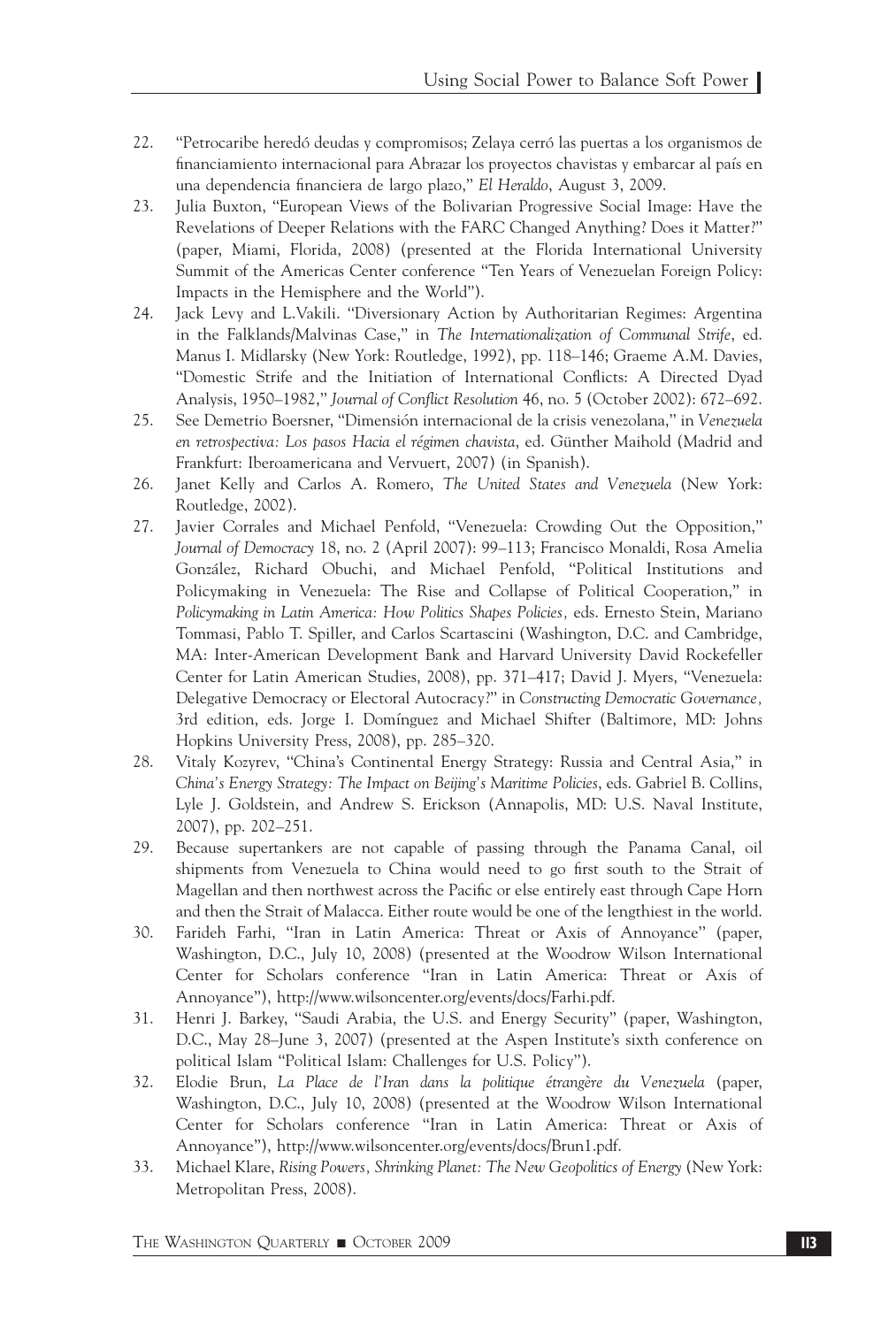22. "Petrocaribe heredó deudas y compromisos; Zelaya cerró las puertas a los organismos de financiamiento internacional para Abrazar los proyectos chavistas y embarcar al país en una dependencia financiera de largo plazo," *El Heraldo*, August 3, 2009.
23. Julia Buxton, "European Views of the Bolivarian Progressive Social Image: Have the Revelations of Deeper Relations with the FARC Changed Anything? Does it Matter?" (paper, Miami, Florida, 2008) (presented at the Florida International University Summit of the Americas Center conference "Ten Years of Venezuelan Foreign Policy: Impacts in the Hemisphere and the World").
24. Jack Levy and L.Vakili. "Diversionary Action by Authoritarian Regimes: Argentina in the Falklands/Malvinas Case," in *The Internationalization of Communal Strife*, ed. Manus I. Midlarsky (New York: Routledge, 1992), pp. 118–146; Graeme A.M. Davies, "Domestic Strife and the Initiation of International Conflicts: A Directed Dyad Analysis, 1950–1982," *Journal of Conflict Resolution* 46, no. 5 (October 2002): 672–692.
25. See Demetrio Boersner, "Dimensión internacional de la crisis venezolana," in *Venezuela en retrospectiva: Los pasos Hacia el régimen chavista*, ed. Günther Maihold (Madrid and Frankfurt: Iberoamericana and Vervuert, 2007) (in Spanish).
26. Janet Kelly and Carlos A. Romero, *The United States and Venezuela* (New York: Routledge, 2002).
27. Javier Corrales and Michael Penfold, "Venezuela: Crowding Out the Opposition," *Journal of Democracy* 18, no. 2 (April 2007): 99–113; Francisco Monaldi, Rosa Amelia González, Richard Obuchi, and Michael Penfold, "Political Institutions and Policymaking in Venezuela: The Rise and Collapse of Political Cooperation," in *Policymaking in Latin America: How Politics Shapes Policies*, eds. Ernesto Stein, Mariano Tommasi, Pablo T. Spiller, and Carlos Scartascini (Washington, D.C. and Cambridge, MA: Inter-American Development Bank and Harvard University David Rockefeller Center for Latin American Studies, 2008), pp. 371–417; David J. Myers, "Venezuela: Delegative Democracy or Electoral Autocracy?" in *Constructing Democratic Governance*, 3rd edition, eds. Jorge I. Domínguez and Michael Shifter (Baltimore, MD: Johns Hopkins University Press, 2008), pp. 285–320.
28. Vitaly Kozyrev, "China's Continental Energy Strategy: Russia and Central Asia," in *China's Energy Strategy: The Impact on Beijing's Maritime Policies*, eds. Gabriel B. Collins, Lyle J. Goldstein, and Andrew S. Erickson (Annapolis, MD: U.S. Naval Institute, 2007), pp. 202–251.
29. Because supertankers are not capable of passing through the Panama Canal, oil shipments from Venezuela to China would need to go first south to the Strait of Magellan and then northwest across the Pacific or else entirely east through Cape Horn and then the Strait of Malacca. Either route would be one of the lengthiest in the world.
30. Farideh Farhi, "Iran in Latin America: Threat or Axis of Annoyance" (paper, Washington, D.C., July 10, 2008) (presented at the Woodrow Wilson International Center for Scholars conference "Iran in Latin America: Threat or Axis of Annoyance"), http://www.wilsoncenter.org/events/docs/Farhi.pdf.
31. Henri J. Barkey, "Saudi Arabia, the U.S. and Energy Security" (paper, Washington, D.C., May 28–June 3, 2007) (presented at the Aspen Institute's sixth conference on political Islam "Political Islam: Challenges for U.S. Policy").
32. Elodie Brun, *La Place de l'Iran dans la politique étrangère du Venezuela* (paper, Washington, D.C., July 10, 2008) (presented at the Woodrow Wilson International Center for Scholars conference "Iran in Latin America: Threat or Axis of Annoyance"), http://www.wilsoncenter.org/events/docs/Brun1.pdf.
33. Michael Klare, *Rising Powers, Shrinking Planet: The New Geopolitics of Energy* (New York: Metropolitan Press, 2008).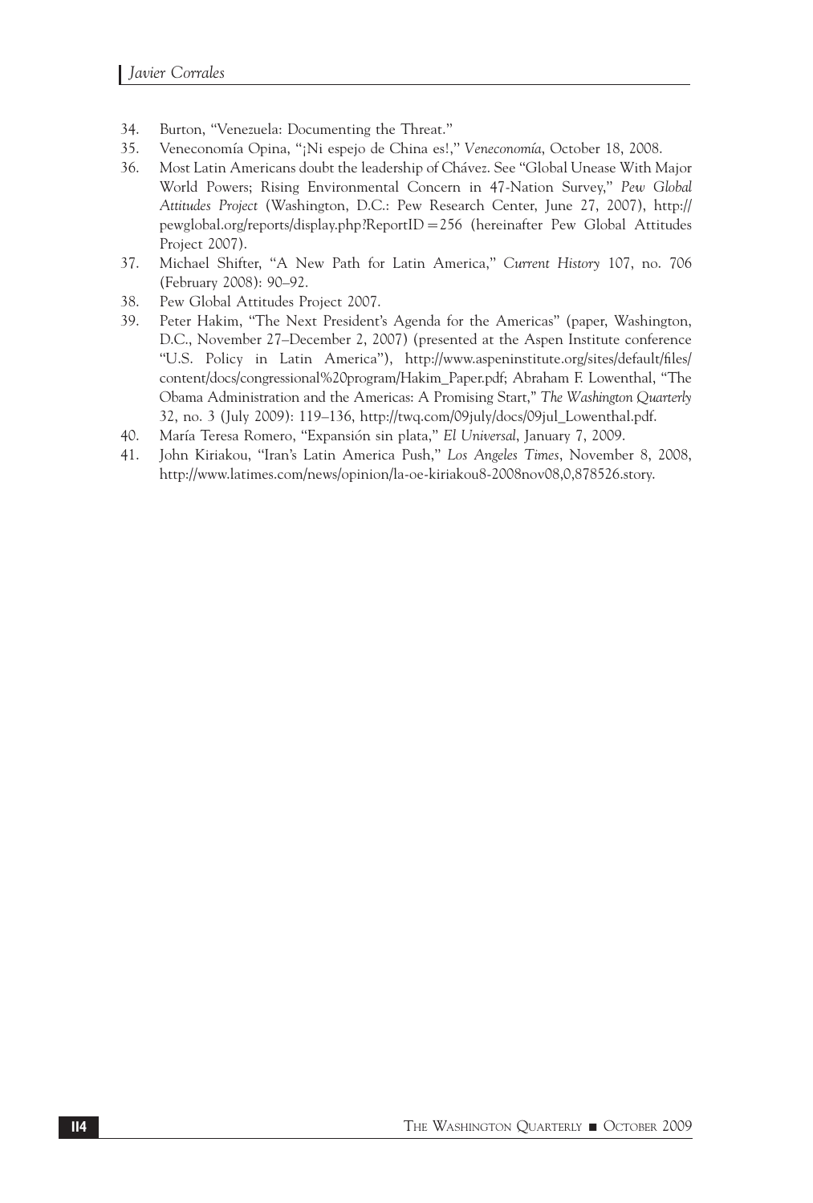34. Burton, "Venezuela: Documenting the Threat."
35. Veneconomía Opina, "¡Ni espejo de China es!," *Veneconomía*, October 18, 2008.
36. Most Latin Americans doubt the leadership of Chávez. See "Global Unease With Major World Powers; Rising Environmental Concern in 47-Nation Survey," *Pew Global Attitudes Project* (Washington, D.C.: Pew Research Center, June 27, 2007), http://pewglobal.org/reports/display.php?ReportID=256 (hereinafter Pew Global Attitudes Project 2007).
37. Michael Shifter, "A New Path for Latin America," *Current History* 107, no. 706 (February 2008): 90–92.
38. Pew Global Attitudes Project 2007.
39. Peter Hakim, "The Next President's Agenda for the Americas" (paper, Washington, D.C., November 27–December 2, 2007) (presented at the Aspen Institute conference "U.S. Policy in Latin America"), http://www.aspeninstitute.org/sites/default/files/content/docs/congressional%20program/Hakim_Paper.pdf; Abraham F. Lowenthal, "The Obama Administration and the Americas: A Promising Start," *The Washington Quarterly* 32, no. 3 (July 2009): 119–136, http://twq.com/09july/docs/09jul_Lowenthal.pdf.
40. María Teresa Romero, "Expansión sin plata," *El Universal*, January 7, 2009.
41. John Kiriakou, "Iran's Latin America Push," *Los Angeles Times*, November 8, 2008, http://www.latimes.com/news/opinion/la-oe-kiriakou8-2008nov08,0,878526.story.